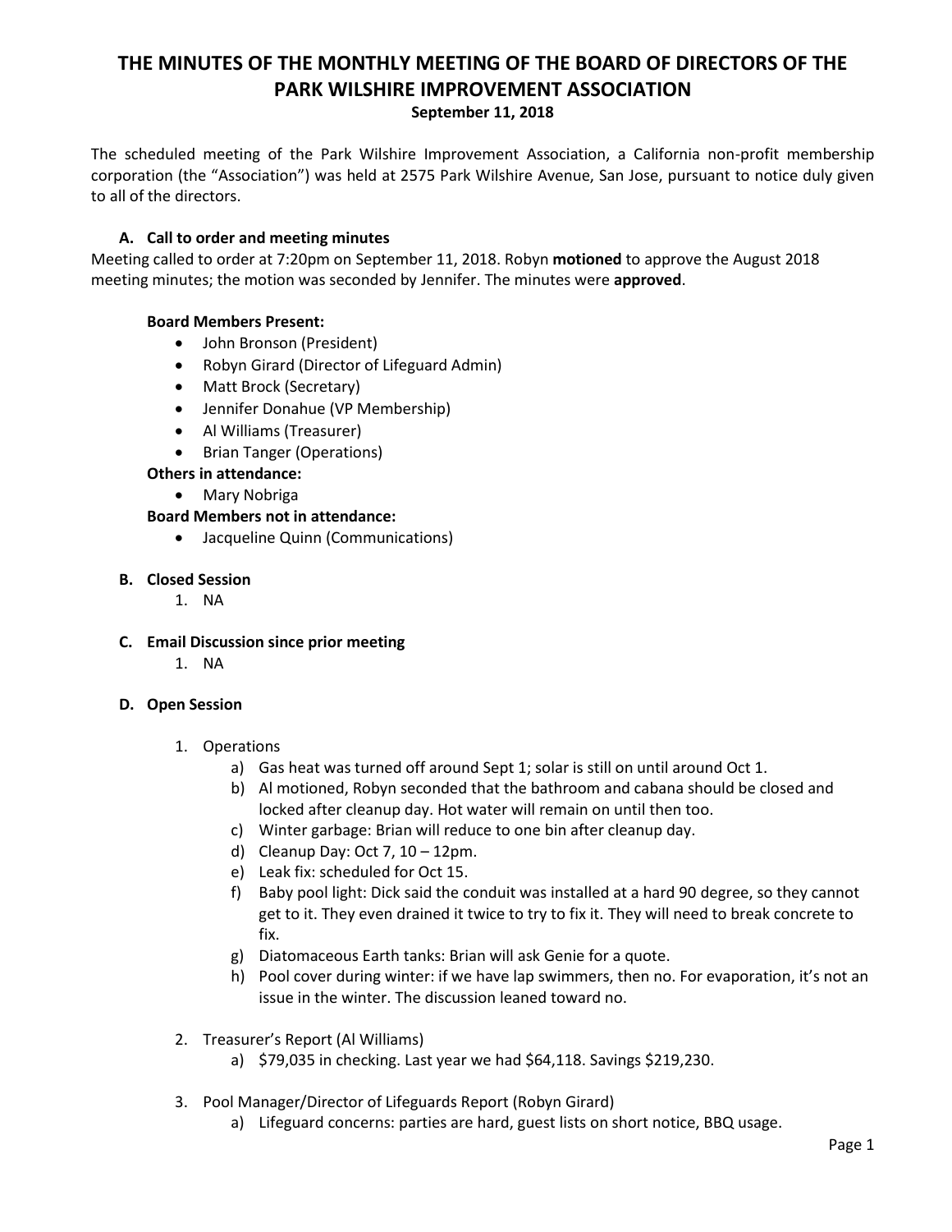# THE MINUTES OF THE MONTHLY MEETING OF THE BOARD OF DIRECTORS OF THE PARK WILSHIRE IMPROVEMENT ASSOCIATION

**September 11, 2018**

The scheduled meeting of the Park Wilshire Improvement Association, a California non-profit membership corporation (the "Association") was held at 2575 Park Wilshire Avenue, San Jose, pursuant to notice duly given to all of the directors.

### A. Call to order and meeting minutes

Meeting called to order at 7:20pm on September 11, 2018. Robyn **motioned** to approve the August 2018 meeting minutes; the motion was seconded by Jennifer. The minutes were **approved**.

**Board Members Present:**

- John Bronson (President)
- Robyn Girard (Director of Lifeguard Admin)
- Matt Brock (Secretary)
- Jennifer Donahue (VP Membership)
- Al Williams (Treasurer)
- Brian Tanger (Operations)

**Others in attendance:**

- Mary Nobriga

**Board Members not in attendance:**

- Jacqueline Quinn (Communications)

### B. Closed Session

1. NA

### C. Email Discussion since prior meeting

1. NA

### D. Open Session

1. Operations
   a) Gas heat was turned off around Sept 1; solar is still on until around Oct 1.
   b) Al motioned, Robyn seconded that the bathroom and cabana should be closed and locked after cleanup day. Hot water will remain on until then too.
   c) Winter garbage: Brian will reduce to one bin after cleanup day.
   d) Cleanup Day: Oct 7, 10 – 12pm.
   e) Leak fix: scheduled for Oct 15.
   f) Baby pool light: Dick said the conduit was installed at a hard 90 degree, so they cannot get to it. They even drained it twice to try to fix it. They will need to break concrete to fix.
   g) Diatomaceous Earth tanks: Brian will ask Genie for a quote.
   h) Pool cover during winter: if we have lap swimmers, then no. For evaporation, it's not an issue in the winter. The discussion leaned toward no.

2. Treasurer's Report (Al Williams)
   a) $79,035 in checking. Last year we had $64,118. Savings $219,230.

3. Pool Manager/Director of Lifeguards Report (Robyn Girard)
   a) Lifeguard concerns: parties are hard, guest lists on short notice, BBQ usage.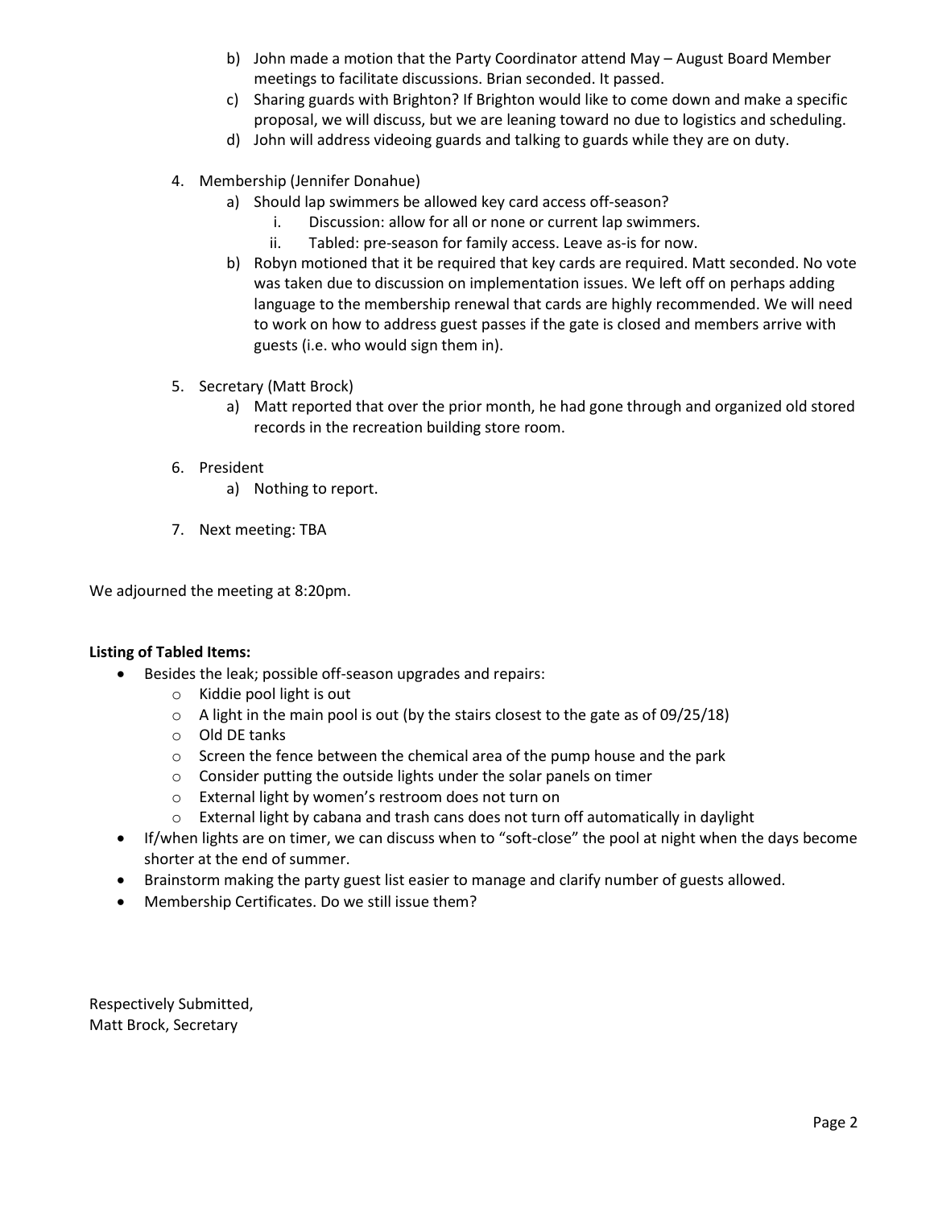b) John made a motion that the Party Coordinator attend May – August Board Member meetings to facilitate discussions. Brian seconded. It passed.

c) Sharing guards with Brighton? If Brighton would like to come down and make a specific proposal, we will discuss, but we are leaning toward no due to logistics and scheduling.

d) John will address videoing guards and talking to guards while they are on duty.

4. Membership (Jennifer Donahue)
    a) Should lap swimmers be allowed key card access off-season?
        i. Discussion: allow for all or none or current lap swimmers.
        ii. Tabled: pre-season for family access. Leave as-is for now.
    b) Robyn motioned that it be required that key cards are required. Matt seconded. No vote was taken due to discussion on implementation issues. We left off on perhaps adding language to the membership renewal that cards are highly recommended. We will need to work on how to address guest passes if the gate is closed and members arrive with guests (i.e. who would sign them in).

5. Secretary (Matt Brock)
    a) Matt reported that over the prior month, he had gone through and organized old stored records in the recreation building store room.

6. President
    a) Nothing to report.

7. Next meeting: TBA

We adjourned the meeting at 8:20pm.

**Listing of Tabled Items:**

- Besides the leak; possible off-season upgrades and repairs:
    - Kiddie pool light is out
    - A light in the main pool is out (by the stairs closest to the gate as of 09/25/18)
    - Old DE tanks
    - Screen the fence between the chemical area of the pump house and the park
    - Consider putting the outside lights under the solar panels on timer
    - External light by women's restroom does not turn on
    - External light by cabana and trash cans does not turn off automatically in daylight
- If/when lights are on timer, we can discuss when to "soft-close" the pool at night when the days become shorter at the end of summer.
- Brainstorm making the party guest list easier to manage and clarify number of guests allowed.
- Membership Certificates. Do we still issue them?

Respectively Submitted,
Matt Brock, Secretary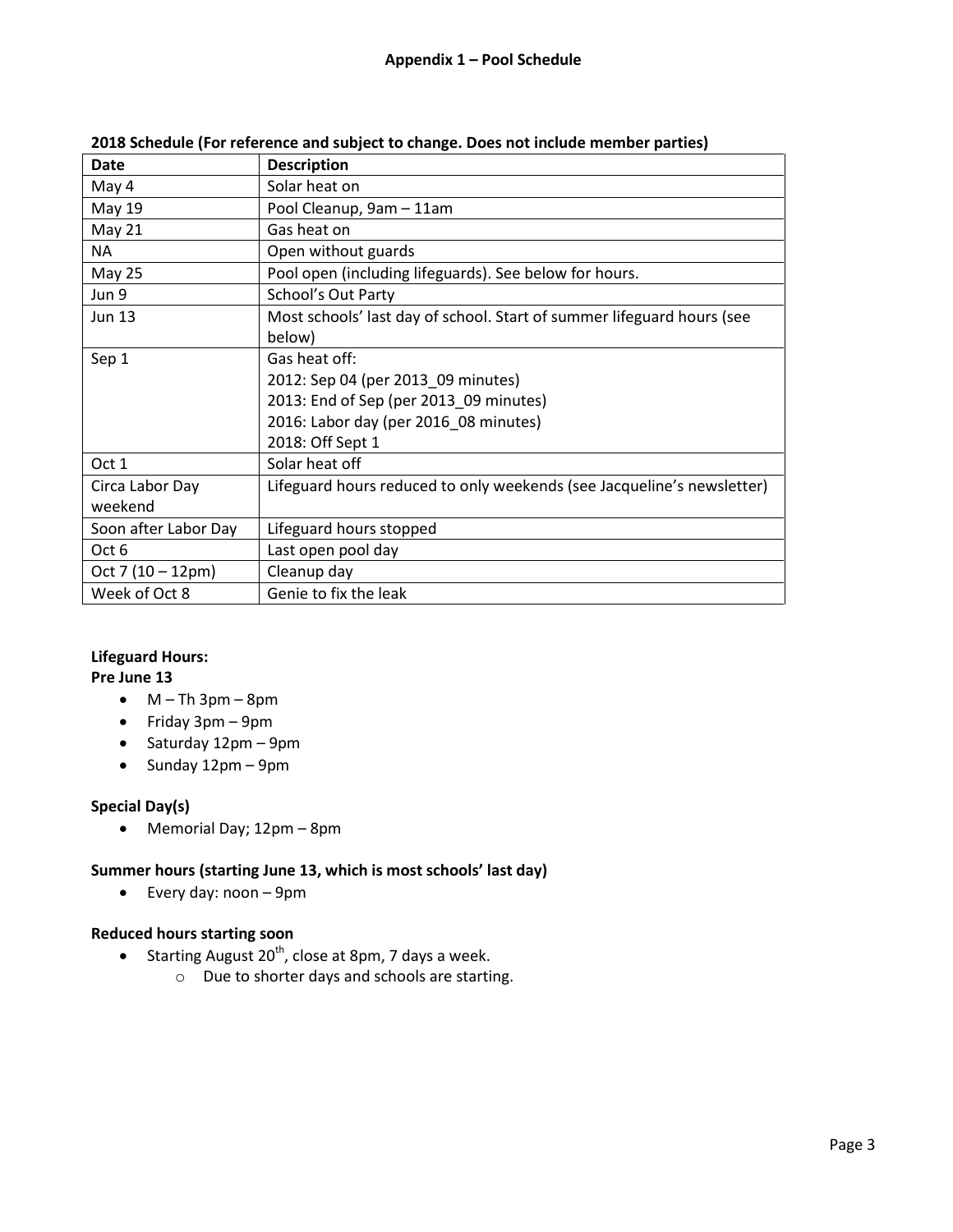## Appendix 1 – Pool Schedule

**2018 Schedule (For reference and subject to change. Does not include member parties)**

| Date | Description |
|---|---|
| May 4 | Solar heat on |
| May 19 | Pool Cleanup, 9am – 11am |
| May 21 | Gas heat on |
| NA | Open without guards |
| May 25 | Pool open (including lifeguards). See below for hours. |
| Jun 9 | School's Out Party |
| Jun 13 | Most schools' last day of school. Start of summer lifeguard hours (see below) |
| Sep 1 | Gas heat off:<br>2012: Sep 04 (per 2013_09 minutes)<br>2013: End of Sep (per 2013_09 minutes)<br>2016: Labor day (per 2016_08 minutes)<br>2018: Off Sept 1 |
| Oct 1 | Solar heat off |
| Circa Labor Day weekend | Lifeguard hours reduced to only weekends (see Jacqueline's newsletter) |
| Soon after Labor Day | Lifeguard hours stopped |
| Oct 6 | Last open pool day |
| Oct 7 (10 – 12pm) | Cleanup day |
| Week of Oct 8 | Genie to fix the leak |

**Lifeguard Hours:**

**Pre June 13**

- M – Th 3pm – 8pm
- Friday 3pm – 9pm
- Saturday 12pm – 9pm
- Sunday 12pm – 9pm

**Special Day(s)**

- Memorial Day; 12pm – 8pm

**Summer hours (starting June 13, which is most schools' last day)**

- Every day: noon – 9pm

**Reduced hours starting soon**

- Starting August 20th, close at 8pm, 7 days a week.
  - Due to shorter days and schools are starting.